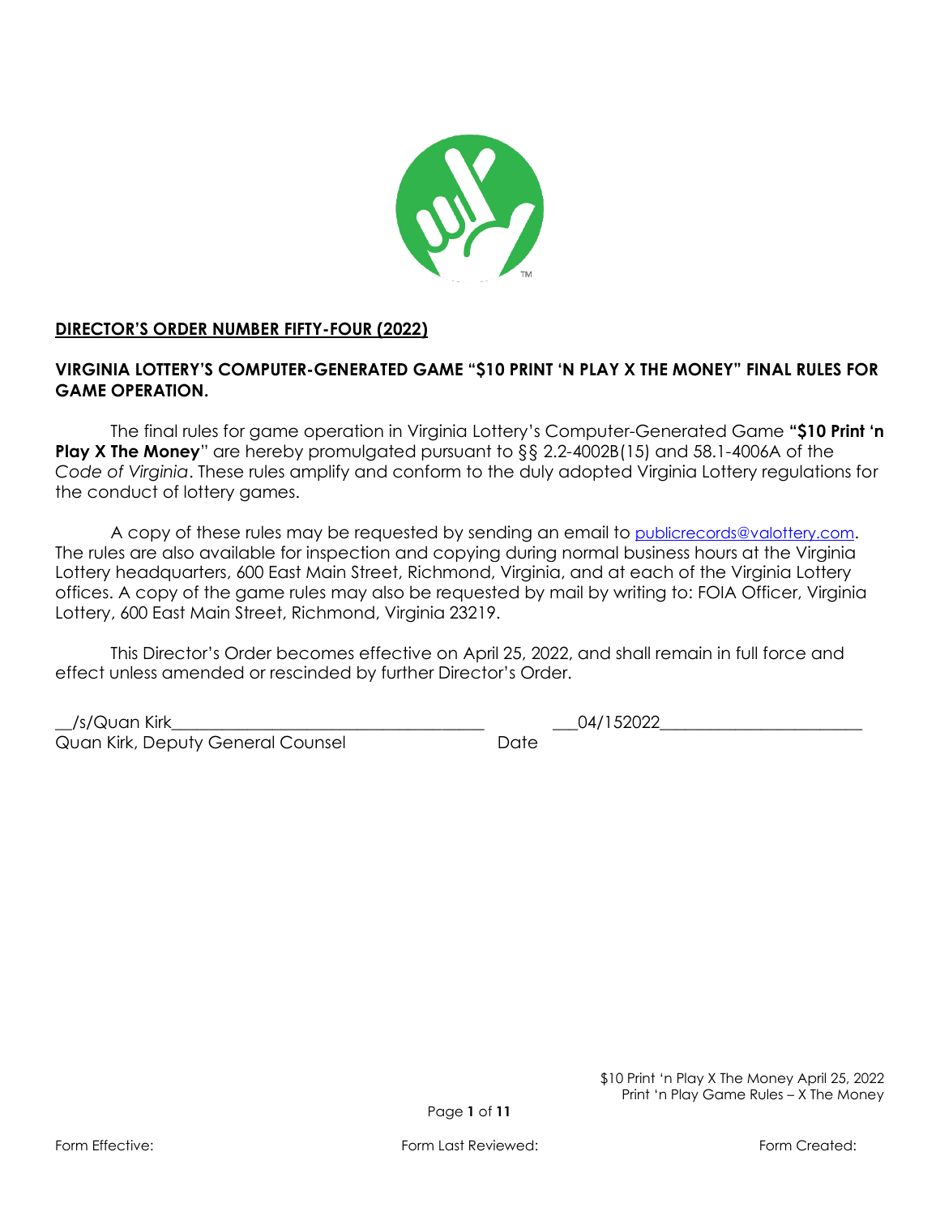**DIRECTOR'S ORDER NUMBER FIFTY-FOUR (2022)**

**VIRGINIA LOTTERY'S COMPUTER-GENERATED GAME "$10 PRINT 'N PLAY X THE MONEY" FINAL RULES FOR GAME OPERATION.**

The final rules for game operation in Virginia Lottery's Computer-Generated Game **"$10 Print 'n Play X The Money"** are hereby promulgated pursuant to §§ 2.2-4002B(15) and 58.1-4006A of the *Code of Virginia*. These rules amplify and conform to the duly adopted Virginia Lottery regulations for the conduct of lottery games.

A copy of these rules may be requested by sending an email to publicrecords@valottery.com. The rules are also available for inspection and copying during normal business hours at the Virginia Lottery headquarters, 600 East Main Street, Richmond, Virginia, and at each of the Virginia Lottery offices. A copy of the game rules may also be requested by mail by writing to: FOIA Officer, Virginia Lottery, 600 East Main Street, Richmond, Virginia 23219.

This Director's Order becomes effective on April 25, 2022, and shall remain in full force and effect unless amended or rescinded by further Director's Order.

/s/Quan Kirk
Quan Kirk, Deputy General Counsel

04/152022
Date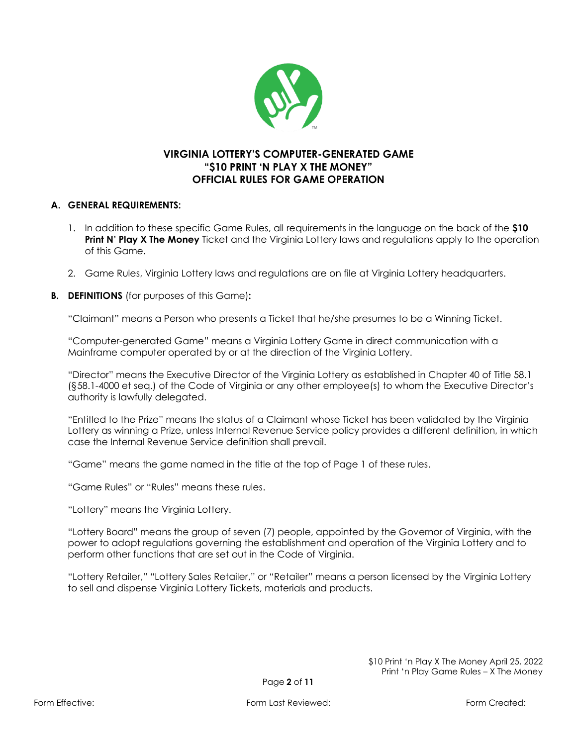**VIRGINIA LOTTERY'S COMPUTER-GENERATED GAME**
**"$10 PRINT 'N PLAY X THE MONEY"**
**OFFICIAL RULES FOR GAME OPERATION**

## A. GENERAL REQUIREMENTS:

1. In addition to these specific Game Rules, all requirements in the language on the back of the **$10 Print N' Play X The Money** Ticket and the Virginia Lottery laws and regulations apply to the operation of this Game.

2. Game Rules, Virginia Lottery laws and regulations are on file at Virginia Lottery headquarters.

## B. DEFINITIONS (for purposes of this Game):

"Claimant" means a Person who presents a Ticket that he/she presumes to be a Winning Ticket.

"Computer-generated Game" means a Virginia Lottery Game in direct communication with a Mainframe computer operated by or at the direction of the Virginia Lottery.

"Director" means the Executive Director of the Virginia Lottery as established in Chapter 40 of Title 58.1 (§58.1-4000 et seq.) of the Code of Virginia or any other employee(s) to whom the Executive Director's authority is lawfully delegated.

"Entitled to the Prize" means the status of a Claimant whose Ticket has been validated by the Virginia Lottery as winning a Prize, unless Internal Revenue Service policy provides a different definition, in which case the Internal Revenue Service definition shall prevail.

"Game" means the game named in the title at the top of Page 1 of these rules.

"Game Rules" or "Rules" means these rules.

"Lottery" means the Virginia Lottery.

"Lottery Board" means the group of seven (7) people, appointed by the Governor of Virginia, with the power to adopt regulations governing the establishment and operation of the Virginia Lottery and to perform other functions that are set out in the Code of Virginia.

"Lottery Retailer," "Lottery Sales Retailer," or "Retailer" means a person licensed by the Virginia Lottery to sell and dispense Virginia Lottery Tickets, materials and products.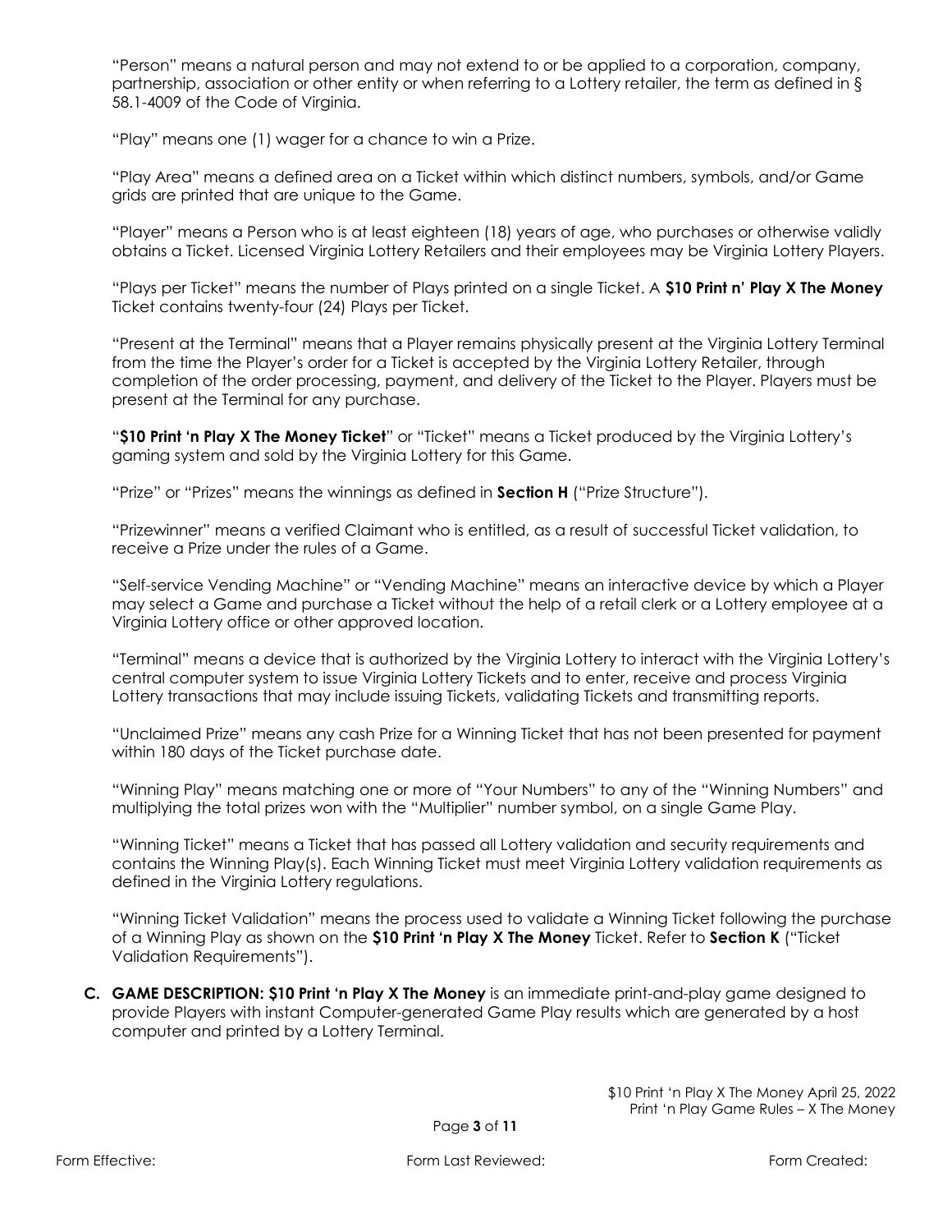"Person" means a natural person and may not extend to or be applied to a corporation, company, partnership, association or other entity or when referring to a Lottery retailer, the term as defined in § 58.1-4009 of the Code of Virginia.

"Play" means one (1) wager for a chance to win a Prize.

"Play Area" means a defined area on a Ticket within which distinct numbers, symbols, and/or Game grids are printed that are unique to the Game.

"Player" means a Person who is at least eighteen (18) years of age, who purchases or otherwise validly obtains a Ticket. Licensed Virginia Lottery Retailers and their employees may be Virginia Lottery Players.

"Plays per Ticket" means the number of Plays printed on a single Ticket. A **$10 Print n' Play X The Money** Ticket contains twenty-four (24) Plays per Ticket.

"Present at the Terminal" means that a Player remains physically present at the Virginia Lottery Terminal from the time the Player's order for a Ticket is accepted by the Virginia Lottery Retailer, through completion of the order processing, payment, and delivery of the Ticket to the Player. Players must be present at the Terminal for any purchase.

"**$10 Print 'n Play X The Money Ticket**" or "Ticket" means a Ticket produced by the Virginia Lottery's gaming system and sold by the Virginia Lottery for this Game.

"Prize" or "Prizes" means the winnings as defined in **Section H** ("Prize Structure").

"Prizewinner" means a verified Claimant who is entitled, as a result of successful Ticket validation, to receive a Prize under the rules of a Game.

"Self-service Vending Machine" or "Vending Machine" means an interactive device by which a Player may select a Game and purchase a Ticket without the help of a retail clerk or a Lottery employee at a Virginia Lottery office or other approved location.

"Terminal" means a device that is authorized by the Virginia Lottery to interact with the Virginia Lottery's central computer system to issue Virginia Lottery Tickets and to enter, receive and process Virginia Lottery transactions that may include issuing Tickets, validating Tickets and transmitting reports.

"Unclaimed Prize" means any cash Prize for a Winning Ticket that has not been presented for payment within 180 days of the Ticket purchase date.

"Winning Play" means matching one or more of "Your Numbers" to any of the "Winning Numbers" and multiplying the total prizes won with the "Multiplier" number symbol, on a single Game Play.

"Winning Ticket" means a Ticket that has passed all Lottery validation and security requirements and contains the Winning Play(s). Each Winning Ticket must meet Virginia Lottery validation requirements as defined in the Virginia Lottery regulations.

"Winning Ticket Validation" means the process used to validate a Winning Ticket following the purchase of a Winning Play as shown on the **$10 Print 'n Play X The Money** Ticket. Refer to **Section K** ("Ticket Validation Requirements").

**C. GAME DESCRIPTION: $10 Print 'n Play X The Money** is an immediate print-and-play game designed to provide Players with instant Computer-generated Game Play results which are generated by a host computer and printed by a Lottery Terminal.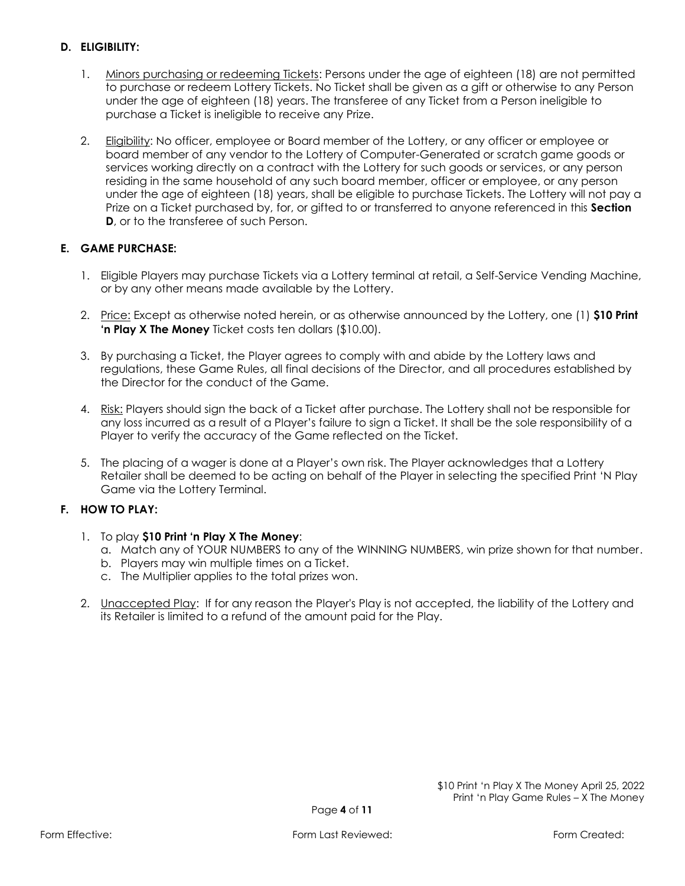## D. ELIGIBILITY:

1. Minors purchasing or redeeming Tickets: Persons under the age of eighteen (18) are not permitted to purchase or redeem Lottery Tickets. No Ticket shall be given as a gift or otherwise to any Person under the age of eighteen (18) years. The transferee of any Ticket from a Person ineligible to purchase a Ticket is ineligible to receive any Prize.

2. Eligibility: No officer, employee or Board member of the Lottery, or any officer or employee or board member of any vendor to the Lottery of Computer-Generated or scratch game goods or services working directly on a contract with the Lottery for such goods or services, or any person residing in the same household of any such board member, officer or employee, or any person under the age of eighteen (18) years, shall be eligible to purchase Tickets. The Lottery will not pay a Prize on a Ticket purchased by, for, or gifted to or transferred to anyone referenced in this **Section D**, or to the transferee of such Person.

## E. GAME PURCHASE:

1. Eligible Players may purchase Tickets via a Lottery terminal at retail, a Self-Service Vending Machine, or by any other means made available by the Lottery.

2. Price: Except as otherwise noted herein, or as otherwise announced by the Lottery, one (1) **$10 Print 'n Play X The Money** Ticket costs ten dollars ($10.00).

3. By purchasing a Ticket, the Player agrees to comply with and abide by the Lottery laws and regulations, these Game Rules, all final decisions of the Director, and all procedures established by the Director for the conduct of the Game.

4. Risk: Players should sign the back of a Ticket after purchase. The Lottery shall not be responsible for any loss incurred as a result of a Player's failure to sign a Ticket. It shall be the sole responsibility of a Player to verify the accuracy of the Game reflected on the Ticket.

5. The placing of a wager is done at a Player's own risk. The Player acknowledges that a Lottery Retailer shall be deemed to be acting on behalf of the Player in selecting the specified Print 'N Play Game via the Lottery Terminal.

## F. HOW TO PLAY:

1. To play **$10 Print 'n Play X The Money**:
   a. Match any of YOUR NUMBERS to any of the WINNING NUMBERS, win prize shown for that number.
   b. Players may win multiple times on a Ticket.
   c. The Multiplier applies to the total prizes won.

2. Unaccepted Play: If for any reason the Player's Play is not accepted, the liability of the Lottery and its Retailer is limited to a refund of the amount paid for the Play.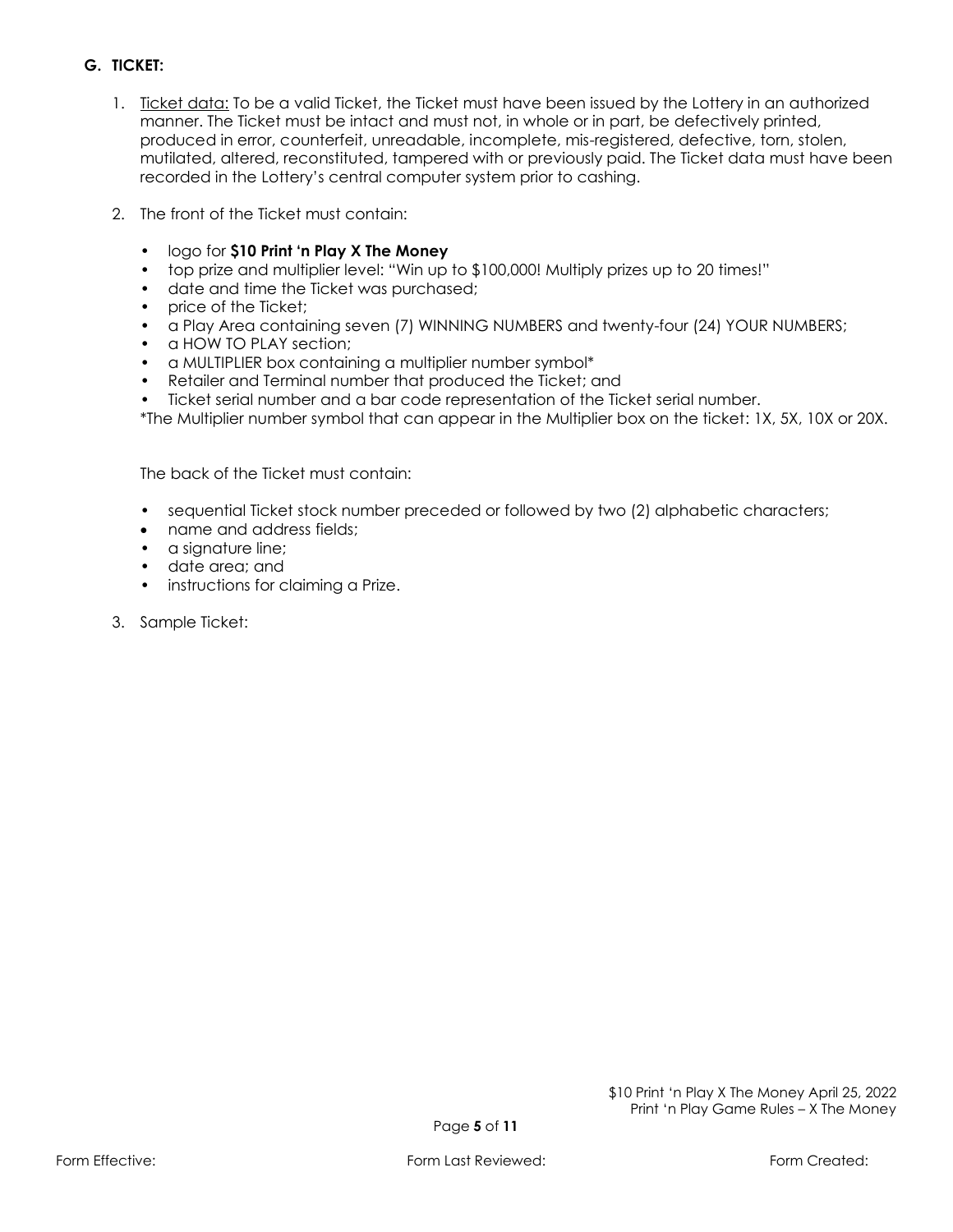## G. TICKET:

1. <u>Ticket data:</u> To be a valid Ticket, the Ticket must have been issued by the Lottery in an authorized manner. The Ticket must be intact and must not, in whole or in part, be defectively printed, produced in error, counterfeit, unreadable, incomplete, mis-registered, defective, torn, stolen, mutilated, altered, reconstituted, tampered with or previously paid. The Ticket data must have been recorded in the Lottery's central computer system prior to cashing.

2. The front of the Ticket must contain:

   - logo for **$10 Print 'n Play X The Money**
   - top prize and multiplier level: "Win up to $100,000! Multiply prizes up to 20 times!"
   - date and time the Ticket was purchased;
   - price of the Ticket;
   - a Play Area containing seven (7) WINNING NUMBERS and twenty-four (24) YOUR NUMBERS;
   - a HOW TO PLAY section;
   - a MULTIPLIER box containing a multiplier number symbol*
   - Retailer and Terminal number that produced the Ticket; and
   - Ticket serial number and a bar code representation of the Ticket serial number.

   *The Multiplier number symbol that can appear in the Multiplier box on the ticket: 1X, 5X, 10X or 20X.

   The back of the Ticket must contain:

   - sequential Ticket stock number preceded or followed by two (2) alphabetic characters;
   - name and address fields;
   - a signature line;
   - date area; and
   - instructions for claiming a Prize.

3. Sample Ticket: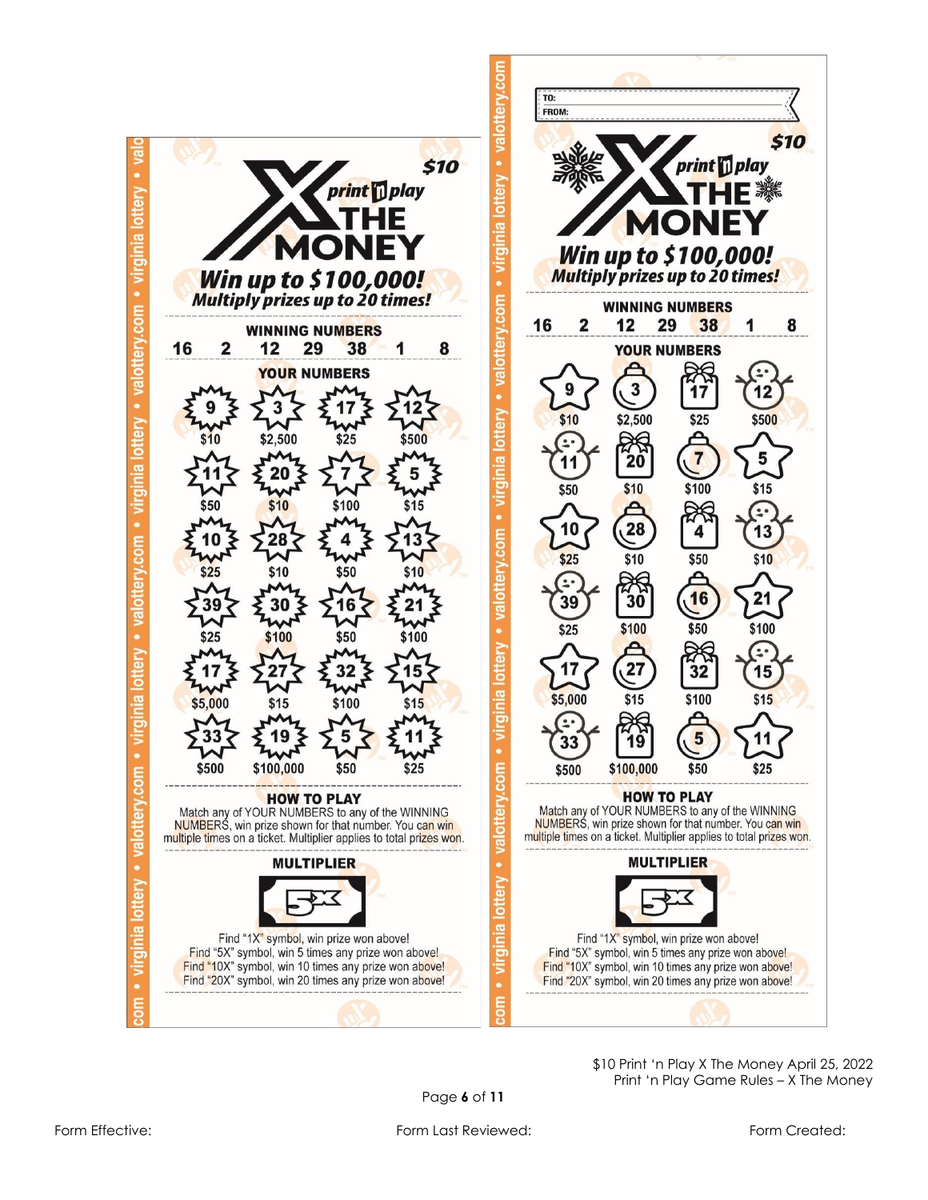**$10**

**print 'n play X THE MONEY**

***Win up to $100,000!***

***Multiply prizes up to 20 times!***

**WINNING NUMBERS**

16 2 12 29 38 1 8

**YOUR NUMBERS**

| | | | |
|---|---|---|---|
| 9 / $10 | 3 / $2,500 | 17 / $25 | 12 / $500 |
| 11 / $50 | 20 / $10 | 7 / $100 | 5 / $15 |
| 10 / $25 | 28 / $10 | 4 / $50 | 13 / $10 |
| 39 / $25 | 30 / $100 | 16 / $50 | 21 / $100 |
| 17 / $5,000 | 27 / $15 | 32 / $100 | 15 / $15 |
| 33 / $500 | 19 / $100,000 | 5 / $50 | 11 / $25 |

**HOW TO PLAY**

Match any of YOUR NUMBERS to any of the WINNING NUMBERS, win prize shown for that number. You can win multiple times on a ticket. Multiplier applies to total prizes won.

**MULTIPLIER**

5X

Find "1X" symbol, win prize won above!
Find "5X" symbol, win 5 times any prize won above!
Find "10X" symbol, win 10 times any prize won above!
Find "20X" symbol, win 20 times any prize won above!

---

TO:
FROM:

**$10**

**print 'n play X THE MONEY**

***Win up to $100,000!***

***Multiply prizes up to 20 times!***

**WINNING NUMBERS**

16 2 12 29 38 1 8

**YOUR NUMBERS**

| | | | |
|---|---|---|---|
| 9 / $10 | 3 / $2,500 | 17 / $25 | 12 / $500 |
| 11 / $50 | 20 / $10 | 7 / $100 | 5 / $15 |
| 10 / $25 | 28 / $10 | 4 / $50 | 13 / $10 |
| 39 / $25 | 30 / $100 | 16 / $50 | 21 / $100 |
| 17 / $5,000 | 27 / $15 | 32 / $100 | 15 / $15 |
| 33 / $500 | 19 / $100,000 | 5 / $50 | 11 / $25 |

**HOW TO PLAY**

Match any of YOUR NUMBERS to any of the WINNING NUMBERS, win prize shown for that number. You can win multiple times on a ticket. Multiplier applies to total prizes won.

**MULTIPLIER**

5X

Find "1X" symbol, win prize won above!
Find "5X" symbol, win 5 times any prize won above!
Find "10X" symbol, win 10 times any prize won above!
Find "20X" symbol, win 20 times any prize won above!

$10 Print 'n Play X The Money April 25, 2022
Print 'n Play Game Rules – X The Money

Form Effective: Form Last Reviewed: Form Created: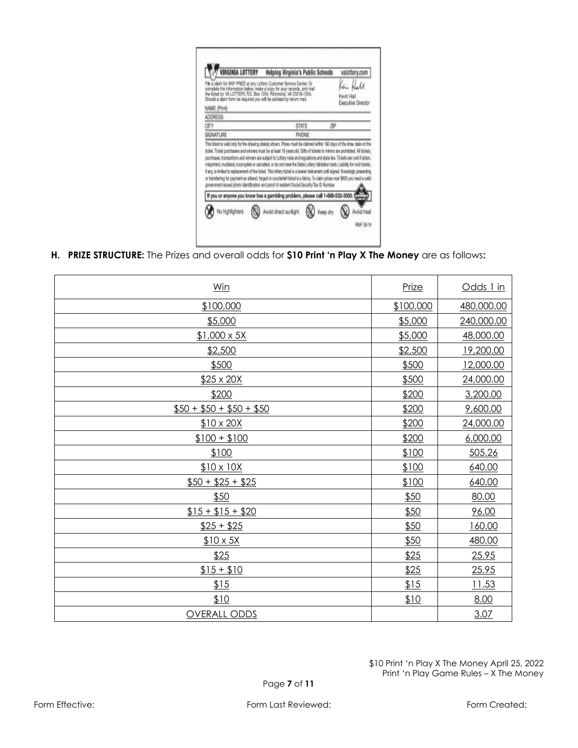VIRGINIA LOTTERY Helping Virginia's Public Schools valottery.com

File a claim for ANY PRIZE at any Lottery Customer Service Center. Or complete the information below, make a copy for your records, and mail the ticket to: VA LOTTERY, P.O. Box 1254, Richmond, VA 23218-1254. Should a claim form be required you will be advised by return mail.

Kevin Hall
Executive Director

NAME (Print)

ADDRESS

CITY STATE ZIP

SIGNATURE PHONE

This ticket is valid only for the drawing date(s) shown. Prizes must be claimed within 180 days of the draw date on the ticket. Ticket purchasers and winners must be at least 18 years old. Gifts of tickets to minors are prohibited. All tickets, purchases, transactions and winners are subject to Lottery rules and regulations and state law. Tickets are void if stolen, misprinted, mutilated, incomplete or cancelled, or do not meet the State Lottery Validation tests. Liability for void tickets, if any, is limited to replacement of the ticket. This lottery ticket is a bearer instrument until signed. Knowingly presenting or transferring for payment an altered, forged or counterfeit ticket is a felony. To claim prizes over $600 you need a valid government-issued photo identification and proof of resident Social Security/Tax ID Number.

If you or anyone you know has a gambling problem, please call 1-888-532-3500.

No highlighters | Avoid direct sunlight | Keep dry | Avoid heat

RMF 06/19

**H. PRIZE STRUCTURE:** The Prizes and overall odds for **$10 Print 'n Play X The Money** are as follows**:**

| Win | Prize | Odds 1 in |
|---|---|---|
| $100,000 | $100,000 | 480,000.00 |
| $5,000 | $5,000 | 240,000.00 |
| $1,000 x 5X | $5,000 | 48,000.00 |
| $2,500 | $2,500 | 19,200.00 |
| $500 | $500 | 12,000.00 |
| $25 x 20X | $500 | 24,000.00 |
| $200 | $200 | 3,200.00 |
| $50 + $50 + $50 + $50 | $200 | 9,600.00 |
| $10 x 20X | $200 | 24,000.00 |
| $100 + $100 | $200 | 6,000.00 |
| $100 | $100 | 505.26 |
| $10 x 10X | $100 | 640.00 |
| $50 + $25 + $25 | $100 | 640.00 |
| $50 | $50 | 80.00 |
| $15 + $15 + $20 | $50 | 96.00 |
| $25 + $25 | $50 | 160.00 |
| $10 x 5X | $50 | 480.00 |
| $25 | $25 | 25.95 |
| $15 + $10 | $25 | 25.95 |
| $15 | $15 | 11.53 |
| $10 | $10 | 8.00 |
| OVERALL ODDS | | 3.07 |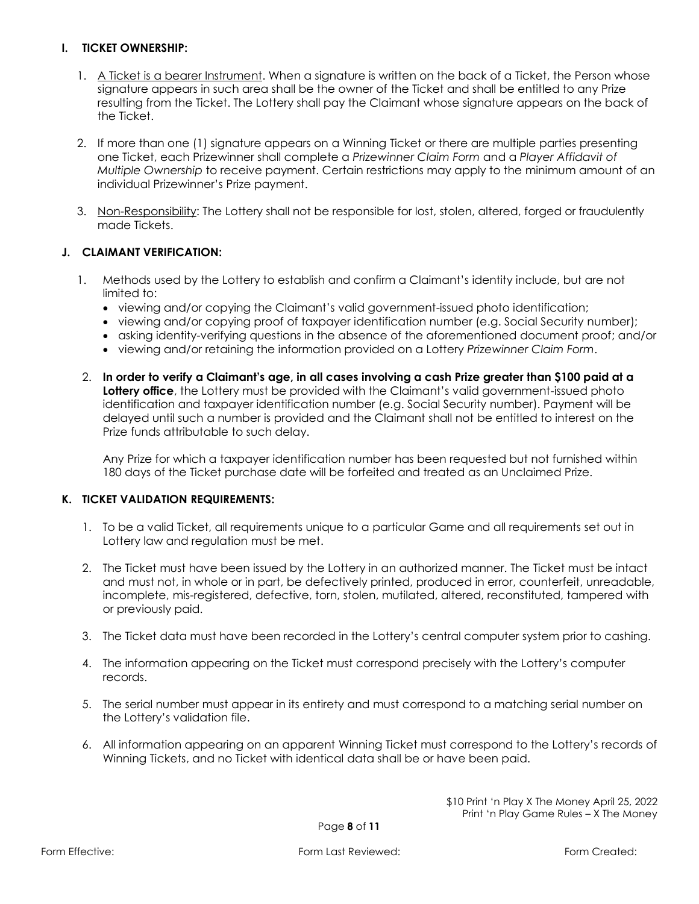## I. TICKET OWNERSHIP:

1. <u>A Ticket is a bearer Instrument</u>. When a signature is written on the back of a Ticket, the Person whose signature appears in such area shall be the owner of the Ticket and shall be entitled to any Prize resulting from the Ticket. The Lottery shall pay the Claimant whose signature appears on the back of the Ticket.

2. If more than one (1) signature appears on a Winning Ticket or there are multiple parties presenting one Ticket, each Prizewinner shall complete a *Prizewinner Claim Form* and a *Player Affidavit of Multiple Ownership* to receive payment. Certain restrictions may apply to the minimum amount of an individual Prizewinner's Prize payment.

3. <u>Non-Responsibility</u>: The Lottery shall not be responsible for lost, stolen, altered, forged or fraudulently made Tickets.

## J. CLAIMANT VERIFICATION:

1. Methods used by the Lottery to establish and confirm a Claimant's identity include, but are not limited to:
   - viewing and/or copying the Claimant's valid government-issued photo identification;
   - viewing and/or copying proof of taxpayer identification number (e.g. Social Security number);
   - asking identity-verifying questions in the absence of the aforementioned document proof; and/or
   - viewing and/or retaining the information provided on a Lottery *Prizewinner Claim Form*.

2. **In order to verify a Claimant's age, in all cases involving a cash Prize greater than $100 paid at a Lottery office**, the Lottery must be provided with the Claimant's valid government-issued photo identification and taxpayer identification number (e.g. Social Security number). Payment will be delayed until such a number is provided and the Claimant shall not be entitled to interest on the Prize funds attributable to such delay.

   Any Prize for which a taxpayer identification number has been requested but not furnished within 180 days of the Ticket purchase date will be forfeited and treated as an Unclaimed Prize.

## K. TICKET VALIDATION REQUIREMENTS:

1. To be a valid Ticket, all requirements unique to a particular Game and all requirements set out in Lottery law and regulation must be met.

2. The Ticket must have been issued by the Lottery in an authorized manner. The Ticket must be intact and must not, in whole or in part, be defectively printed, produced in error, counterfeit, unreadable, incomplete, mis-registered, defective, torn, stolen, mutilated, altered, reconstituted, tampered with or previously paid.

3. The Ticket data must have been recorded in the Lottery's central computer system prior to cashing.

4. The information appearing on the Ticket must correspond precisely with the Lottery's computer records.

5. The serial number must appear in its entirety and must correspond to a matching serial number on the Lottery's validation file.

6. All information appearing on an apparent Winning Ticket must correspond to the Lottery's records of Winning Tickets, and no Ticket with identical data shall be or have been paid.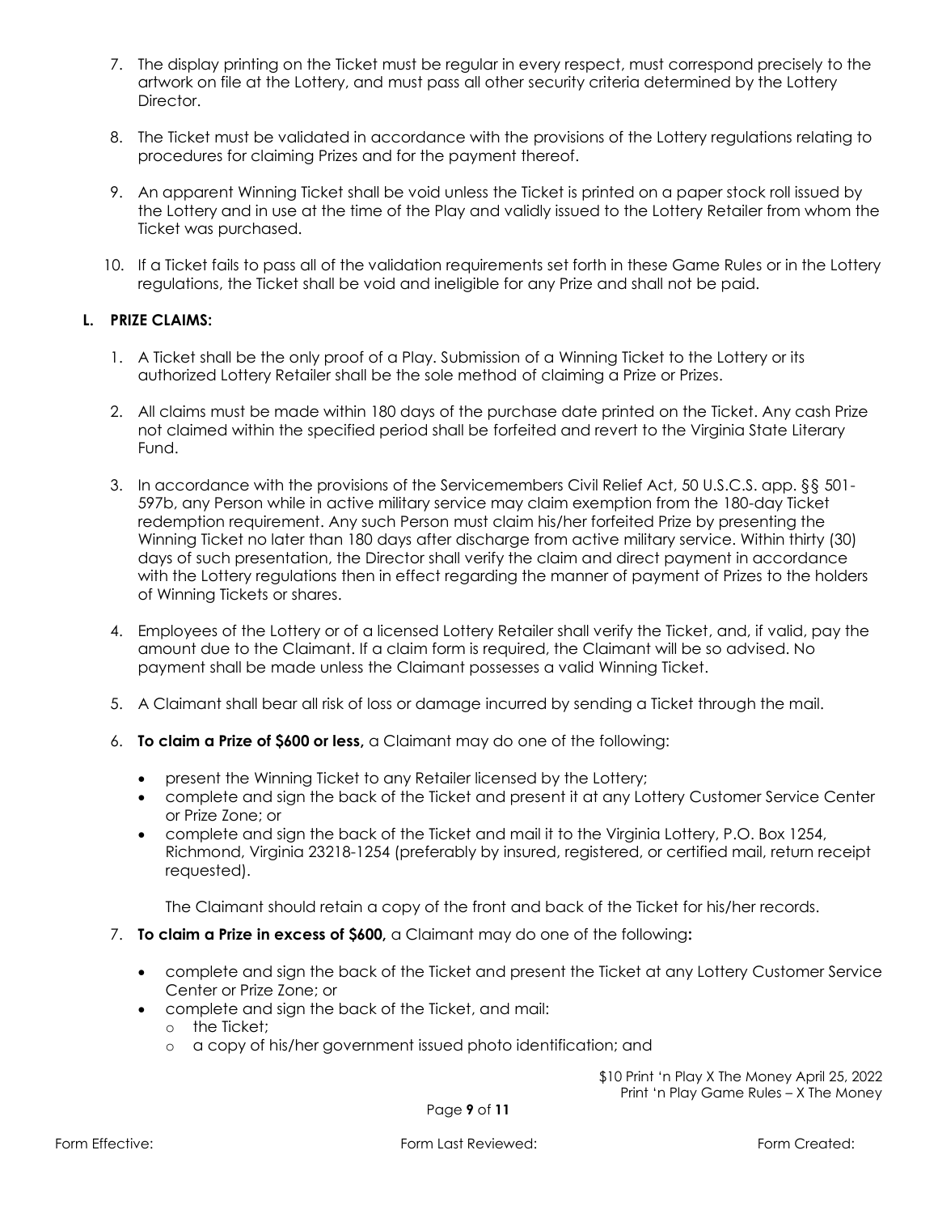7. The display printing on the Ticket must be regular in every respect, must correspond precisely to the artwork on file at the Lottery, and must pass all other security criteria determined by the Lottery Director.

8. The Ticket must be validated in accordance with the provisions of the Lottery regulations relating to procedures for claiming Prizes and for the payment thereof.

9. An apparent Winning Ticket shall be void unless the Ticket is printed on a paper stock roll issued by the Lottery and in use at the time of the Play and validly issued to the Lottery Retailer from whom the Ticket was purchased.

10. If a Ticket fails to pass all of the validation requirements set forth in these Game Rules or in the Lottery regulations, the Ticket shall be void and ineligible for any Prize and shall not be paid.

**L. PRIZE CLAIMS:**

1. A Ticket shall be the only proof of a Play. Submission of a Winning Ticket to the Lottery or its authorized Lottery Retailer shall be the sole method of claiming a Prize or Prizes.

2. All claims must be made within 180 days of the purchase date printed on the Ticket. Any cash Prize not claimed within the specified period shall be forfeited and revert to the Virginia State Literary Fund.

3. In accordance with the provisions of the Servicemembers Civil Relief Act, 50 U.S.C.S. app. §§ 501-597b, any Person while in active military service may claim exemption from the 180-day Ticket redemption requirement. Any such Person must claim his/her forfeited Prize by presenting the Winning Ticket no later than 180 days after discharge from active military service. Within thirty (30) days of such presentation, the Director shall verify the claim and direct payment in accordance with the Lottery regulations then in effect regarding the manner of payment of Prizes to the holders of Winning Tickets or shares.

4. Employees of the Lottery or of a licensed Lottery Retailer shall verify the Ticket, and, if valid, pay the amount due to the Claimant. If a claim form is required, the Claimant will be so advised. No payment shall be made unless the Claimant possesses a valid Winning Ticket.

5. A Claimant shall bear all risk of loss or damage incurred by sending a Ticket through the mail.

6. **To claim a Prize of $600 or less,** a Claimant may do one of the following:

   - present the Winning Ticket to any Retailer licensed by the Lottery;
   - complete and sign the back of the Ticket and present it at any Lottery Customer Service Center or Prize Zone; or
   - complete and sign the back of the Ticket and mail it to the Virginia Lottery, P.O. Box 1254, Richmond, Virginia 23218-1254 (preferably by insured, registered, or certified mail, return receipt requested).

   The Claimant should retain a copy of the front and back of the Ticket for his/her records.

7. **To claim a Prize in excess of $600,** a Claimant may do one of the following**:**

   - complete and sign the back of the Ticket and present the Ticket at any Lottery Customer Service Center or Prize Zone; or
   - complete and sign the back of the Ticket, and mail:
     - the Ticket;
     - a copy of his/her government issued photo identification; and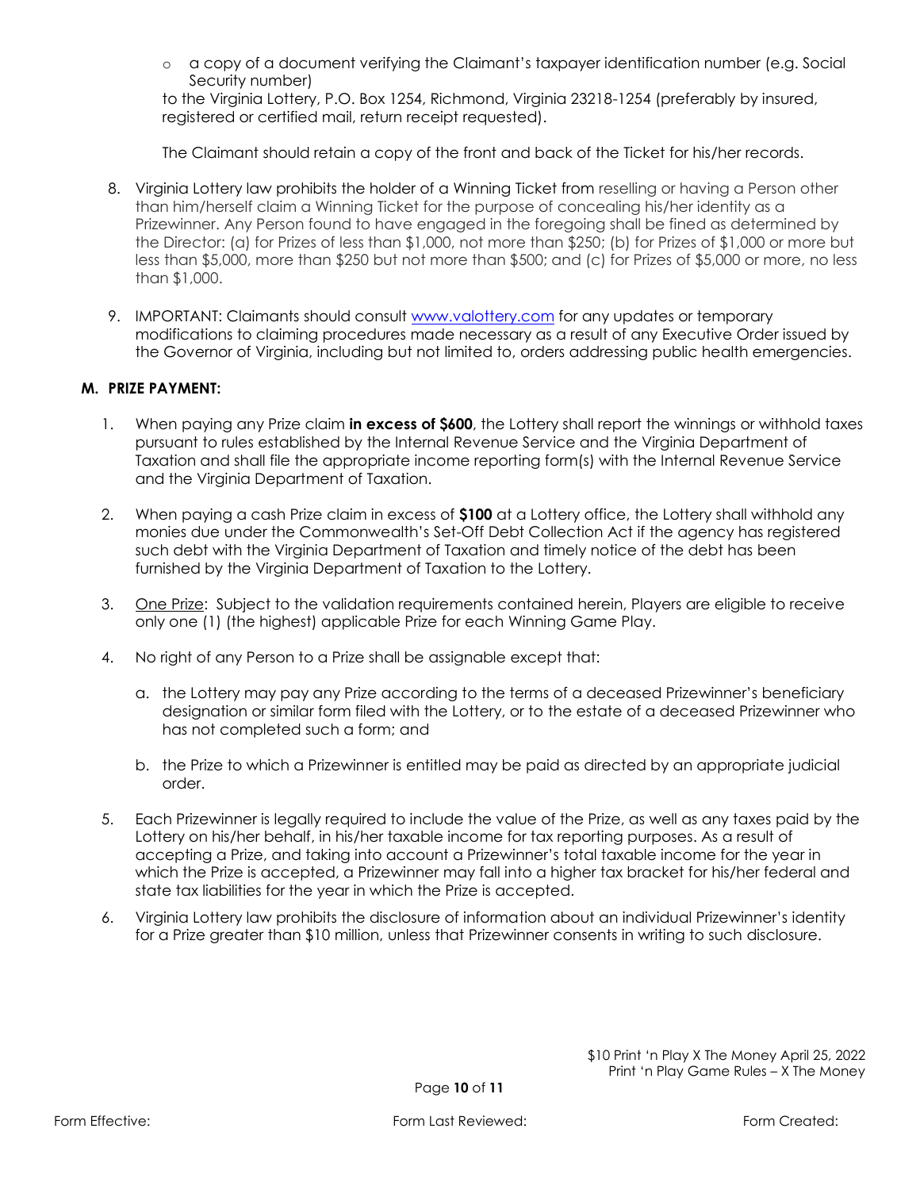- a copy of a document verifying the Claimant's taxpayer identification number (e.g. Social Security number)

  to the Virginia Lottery, P.O. Box 1254, Richmond, Virginia 23218-1254 (preferably by insured, registered or certified mail, return receipt requested).

  The Claimant should retain a copy of the front and back of the Ticket for his/her records.

8. Virginia Lottery law prohibits the holder of a Winning Ticket from reselling or having a Person other than him/herself claim a Winning Ticket for the purpose of concealing his/her identity as a Prizewinner. Any Person found to have engaged in the foregoing shall be fined as determined by the Director: (a) for Prizes of less than $1,000, not more than $250; (b) for Prizes of $1,000 or more but less than $5,000, more than $250 but not more than $500; and (c) for Prizes of $5,000 or more, no less than $1,000.

9. IMPORTANT: Claimants should consult www.valottery.com for any updates or temporary modifications to claiming procedures made necessary as a result of any Executive Order issued by the Governor of Virginia, including but not limited to, orders addressing public health emergencies.

## M. PRIZE PAYMENT:

1. When paying any Prize claim **in excess of $600**, the Lottery shall report the winnings or withhold taxes pursuant to rules established by the Internal Revenue Service and the Virginia Department of Taxation and shall file the appropriate income reporting form(s) with the Internal Revenue Service and the Virginia Department of Taxation.

2. When paying a cash Prize claim in excess of **$100** at a Lottery office, the Lottery shall withhold any monies due under the Commonwealth's Set-Off Debt Collection Act if the agency has registered such debt with the Virginia Department of Taxation and timely notice of the debt has been furnished by the Virginia Department of Taxation to the Lottery.

3. One Prize: Subject to the validation requirements contained herein, Players are eligible to receive only one (1) (the highest) applicable Prize for each Winning Game Play.

4. No right of any Person to a Prize shall be assignable except that:

   a. the Lottery may pay any Prize according to the terms of a deceased Prizewinner's beneficiary designation or similar form filed with the Lottery, or to the estate of a deceased Prizewinner who has not completed such a form; and

   b. the Prize to which a Prizewinner is entitled may be paid as directed by an appropriate judicial order.

5. Each Prizewinner is legally required to include the value of the Prize, as well as any taxes paid by the Lottery on his/her behalf, in his/her taxable income for tax reporting purposes. As a result of accepting a Prize, and taking into account a Prizewinner's total taxable income for the year in which the Prize is accepted, a Prizewinner may fall into a higher tax bracket for his/her federal and state tax liabilities for the year in which the Prize is accepted.

6. Virginia Lottery law prohibits the disclosure of information about an individual Prizewinner's identity for a Prize greater than $10 million, unless that Prizewinner consents in writing to such disclosure.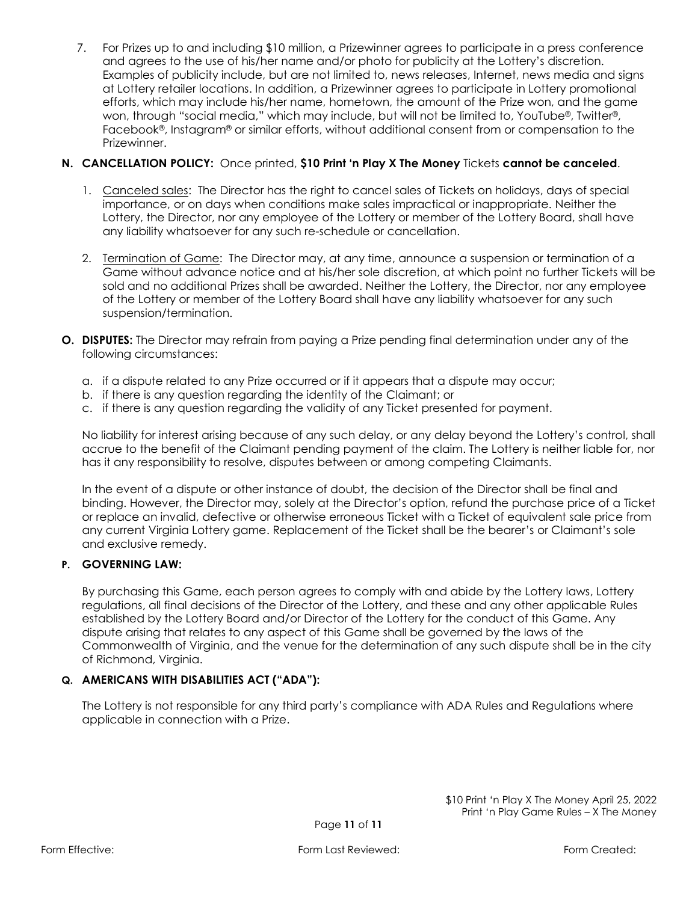7. For Prizes up to and including $10 million, a Prizewinner agrees to participate in a press conference and agrees to the use of his/her name and/or photo for publicity at the Lottery's discretion. Examples of publicity include, but are not limited to, news releases, Internet, news media and signs at Lottery retailer locations. In addition, a Prizewinner agrees to participate in Lottery promotional efforts, which may include his/her name, hometown, the amount of the Prize won, and the game won, through "social media," which may include, but will not be limited to, YouTube®, Twitter®, Facebook®, Instagram® or similar efforts, without additional consent from or compensation to the Prizewinner.

**N. CANCELLATION POLICY:** Once printed, **$10 Print 'n Play X The Money** Tickets **cannot be canceled**.

1. Canceled sales: The Director has the right to cancel sales of Tickets on holidays, days of special importance, or on days when conditions make sales impractical or inappropriate. Neither the Lottery, the Director, nor any employee of the Lottery or member of the Lottery Board, shall have any liability whatsoever for any such re-schedule or cancellation.

2. Termination of Game: The Director may, at any time, announce a suspension or termination of a Game without advance notice and at his/her sole discretion, at which point no further Tickets will be sold and no additional Prizes shall be awarded. Neither the Lottery, the Director, nor any employee of the Lottery or member of the Lottery Board shall have any liability whatsoever for any such suspension/termination.

**O. DISPUTES:** The Director may refrain from paying a Prize pending final determination under any of the following circumstances:

a. if a dispute related to any Prize occurred or if it appears that a dispute may occur;
b. if there is any question regarding the identity of the Claimant; or
c. if there is any question regarding the validity of any Ticket presented for payment.

No liability for interest arising because of any such delay, or any delay beyond the Lottery's control, shall accrue to the benefit of the Claimant pending payment of the claim. The Lottery is neither liable for, nor has it any responsibility to resolve, disputes between or among competing Claimants.

In the event of a dispute or other instance of doubt, the decision of the Director shall be final and binding. However, the Director may, solely at the Director's option, refund the purchase price of a Ticket or replace an invalid, defective or otherwise erroneous Ticket with a Ticket of equivalent sale price from any current Virginia Lottery game. Replacement of the Ticket shall be the bearer's or Claimant's sole and exclusive remedy.

**P. GOVERNING LAW:**

By purchasing this Game, each person agrees to comply with and abide by the Lottery laws, Lottery regulations, all final decisions of the Director of the Lottery, and these and any other applicable Rules established by the Lottery Board and/or Director of the Lottery for the conduct of this Game. Any dispute arising that relates to any aspect of this Game shall be governed by the laws of the Commonwealth of Virginia, and the venue for the determination of any such dispute shall be in the city of Richmond, Virginia.

**Q. AMERICANS WITH DISABILITIES ACT ("ADA"):**

The Lottery is not responsible for any third party's compliance with ADA Rules and Regulations where applicable in connection with a Prize.